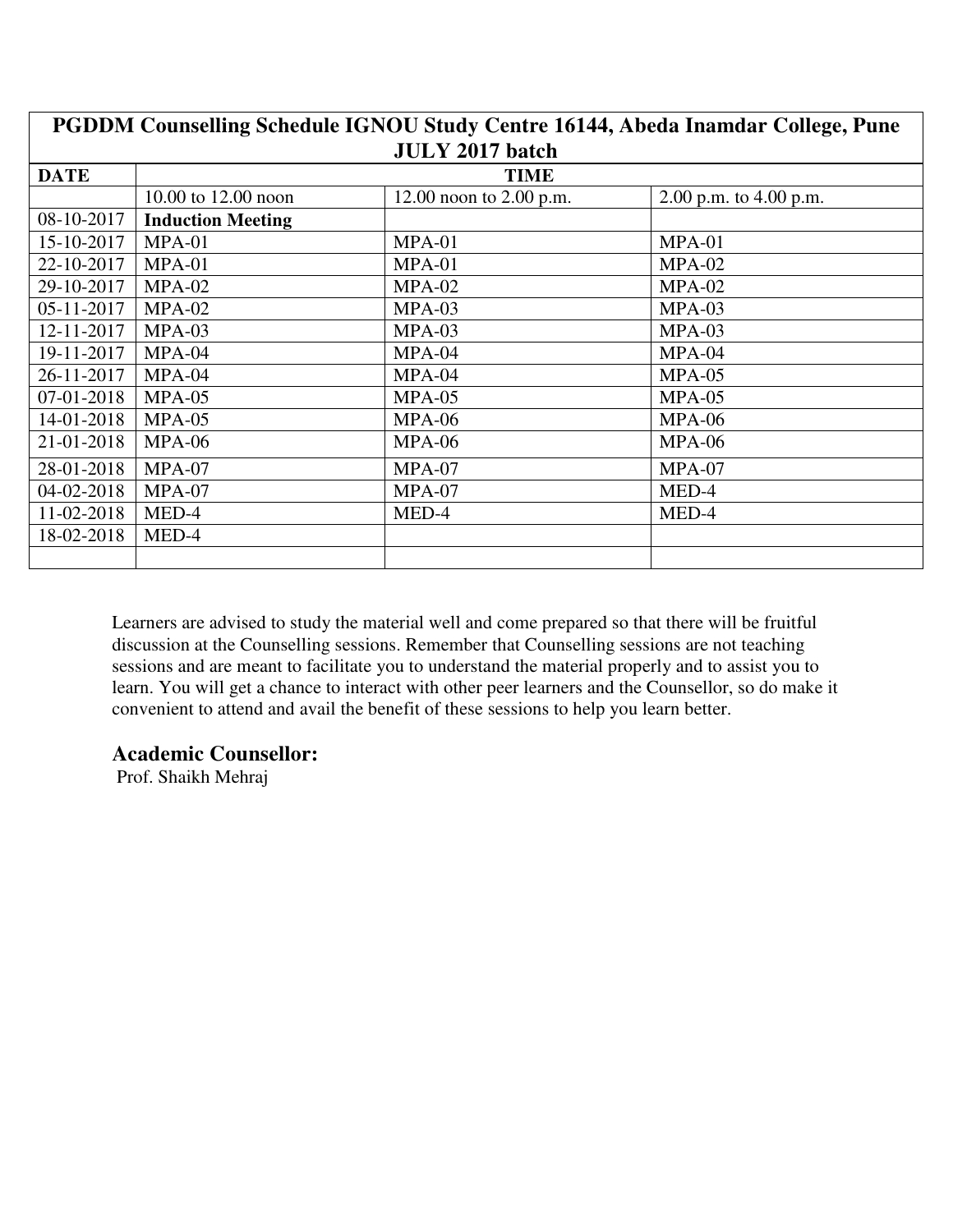| PGDDM Counselling Schedule IGNOU Study Centre 16144, Abeda Inamdar College, Pune JULY 2017 batch | | | |
|---|---|---|---|
| **DATE** | **TIME** | | |
| | 10.00 to 12.00 noon | 12.00 noon to 2.00 p.m. | 2.00 p.m. to 4.00 p.m. |
| 08-10-2017 | **Induction Meeting** | | |
| 15-10-2017 | MPA-01 | MPA-01 | MPA-01 |
| 22-10-2017 | MPA-01 | MPA-01 | MPA-02 |
| 29-10-2017 | MPA-02 | MPA-02 | MPA-02 |
| 05-11-2017 | MPA-02 | MPA-03 | MPA-03 |
| 12-11-2017 | MPA-03 | MPA-03 | MPA-03 |
| 19-11-2017 | MPA-04 | MPA-04 | MPA-04 |
| 26-11-2017 | MPA-04 | MPA-04 | MPA-05 |
| 07-01-2018 | MPA-05 | MPA-05 | MPA-05 |
| 14-01-2018 | MPA-05 | MPA-06 | MPA-06 |
| 21-01-2018 | MPA-06 | MPA-06 | MPA-06 |
| 28-01-2018 | MPA-07 | MPA-07 | MPA-07 |
| 04-02-2018 | MPA-07 | MPA-07 | MED-4 |
| 11-02-2018 | MED-4 | MED-4 | MED-4 |
| 18-02-2018 | MED-4 | | |
| | | | |

Learners are advised to study the material well and come prepared so that there will be fruitful discussion at the Counselling sessions. Remember that Counselling sessions are not teaching sessions and are meant to facilitate you to understand the material properly and to assist you to learn. You will get a chance to interact with other peer learners and the Counsellor, so do make it convenient to attend and avail the benefit of these sessions to help you learn better.

## Academic Counsellor:

Prof. Shaikh Mehraj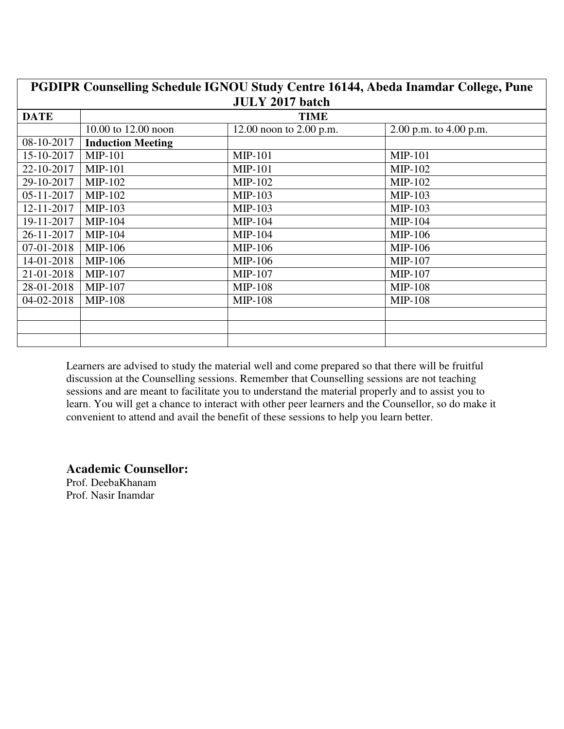| PGDIPR Counselling Schedule IGNOU Study Centre 16144, Abeda Inamdar College, Pune JULY 2017 batch | | | |
|---|---|---|---|
| **DATE** | **TIME** | | |
| | 10.00 to 12.00 noon | 12.00 noon to 2.00 p.m. | 2.00 p.m. to 4.00 p.m. |
| 08-10-2017 | **Induction Meeting** | | |
| 15-10-2017 | MIP-101 | MIP-101 | MIP-101 |
| 22-10-2017 | MIP-101 | MIP-101 | MIP-102 |
| 29-10-2017 | MIP-102 | MIP-102 | MIP-102 |
| 05-11-2017 | MIP-102 | MIP-103 | MIP-103 |
| 12-11-2017 | MIP-103 | MIP-103 | MIP-103 |
| 19-11-2017 | MIP-104 | MIP-104 | MIP-104 |
| 26-11-2017 | MIP-104 | MIP-104 | MIP-106 |
| 07-01-2018 | MIP-106 | MIP-106 | MIP-106 |
| 14-01-2018 | MIP-106 | MIP-106 | MIP-107 |
| 21-01-2018 | MIP-107 | MIP-107 | MIP-107 |
| 28-01-2018 | MIP-107 | MIP-108 | MIP-108 |
| 04-02-2018 | MIP-108 | MIP-108 | MIP-108 |
| | | | |
| | | | |
| | | | |

Learners are advised to study the material well and come prepared so that there will be fruitful discussion at the Counselling sessions. Remember that Counselling sessions are not teaching sessions and are meant to facilitate you to understand the material properly and to assist you to learn. You will get a chance to interact with other peer learners and the Counsellor, so do make it convenient to attend and avail the benefit of these sessions to help you learn better.

## Academic Counsellor:

Prof. DeebaKhanam
Prof. Nasir Inamdar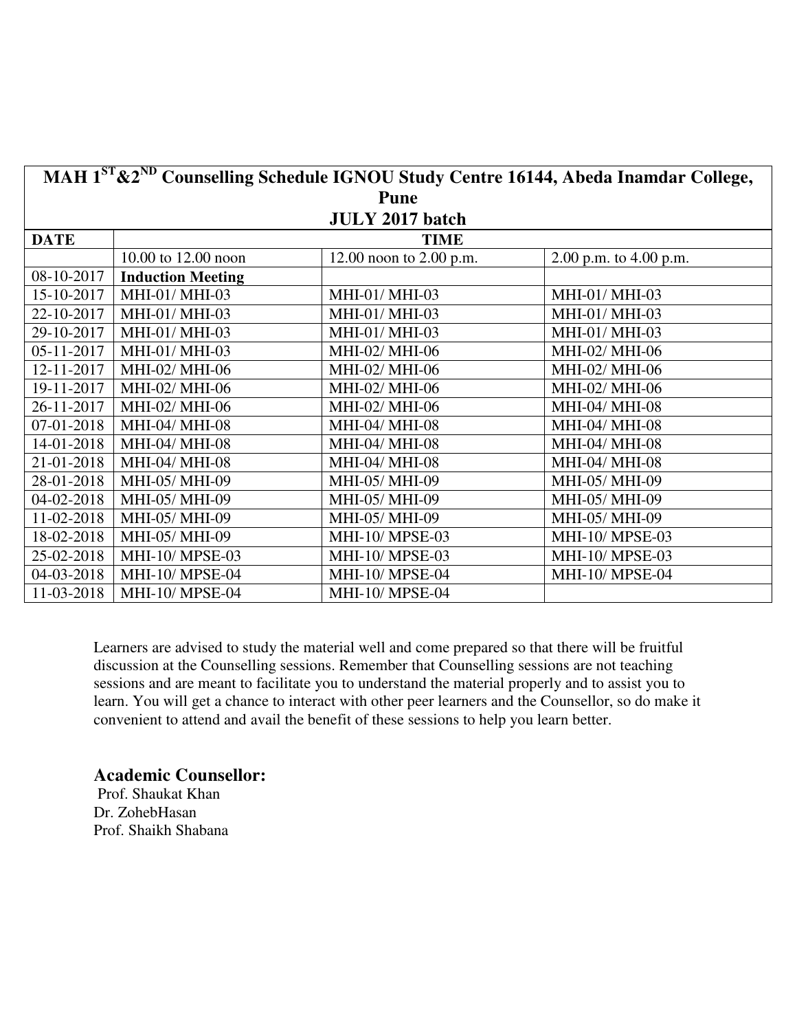| MAH 1ST&2ND Counselling Schedule IGNOU Study Centre 16144, Abeda Inamdar College, Pune JULY 2017 batch | | | |
|---|---|---|---|
| **DATE** | **TIME** | | |
| | 10.00 to 12.00 noon | 12.00 noon to 2.00 p.m. | 2.00 p.m. to 4.00 p.m. |
| 08-10-2017 | **Induction Meeting** | | |
| 15-10-2017 | MHI-01/ MHI-03 | MHI-01/ MHI-03 | MHI-01/ MHI-03 |
| 22-10-2017 | MHI-01/ MHI-03 | MHI-01/ MHI-03 | MHI-01/ MHI-03 |
| 29-10-2017 | MHI-01/ MHI-03 | MHI-01/ MHI-03 | MHI-01/ MHI-03 |
| 05-11-2017 | MHI-01/ MHI-03 | MHI-02/ MHI-06 | MHI-02/ MHI-06 |
| 12-11-2017 | MHI-02/ MHI-06 | MHI-02/ MHI-06 | MHI-02/ MHI-06 |
| 19-11-2017 | MHI-02/ MHI-06 | MHI-02/ MHI-06 | MHI-02/ MHI-06 |
| 26-11-2017 | MHI-02/ MHI-06 | MHI-02/ MHI-06 | MHI-04/ MHI-08 |
| 07-01-2018 | MHI-04/ MHI-08 | MHI-04/ MHI-08 | MHI-04/ MHI-08 |
| 14-01-2018 | MHI-04/ MHI-08 | MHI-04/ MHI-08 | MHI-04/ MHI-08 |
| 21-01-2018 | MHI-04/ MHI-08 | MHI-04/ MHI-08 | MHI-04/ MHI-08 |
| 28-01-2018 | MHI-05/ MHI-09 | MHI-05/ MHI-09 | MHI-05/ MHI-09 |
| 04-02-2018 | MHI-05/ MHI-09 | MHI-05/ MHI-09 | MHI-05/ MHI-09 |
| 11-02-2018 | MHI-05/ MHI-09 | MHI-05/ MHI-09 | MHI-05/ MHI-09 |
| 18-02-2018 | MHI-05/ MHI-09 | MHI-10/ MPSE-03 | MHI-10/ MPSE-03 |
| 25-02-2018 | MHI-10/ MPSE-03 | MHI-10/ MPSE-03 | MHI-10/ MPSE-03 |
| 04-03-2018 | MHI-10/ MPSE-04 | MHI-10/ MPSE-04 | MHI-10/ MPSE-04 |
| 11-03-2018 | MHI-10/ MPSE-04 | MHI-10/ MPSE-04 | |

Learners are advised to study the material well and come prepared so that there will be fruitful discussion at the Counselling sessions. Remember that Counselling sessions are not teaching sessions and are meant to facilitate you to understand the material properly and to assist you to learn. You will get a chance to interact with other peer learners and the Counsellor, so do make it convenient to attend and avail the benefit of these sessions to help you learn better.

## Academic Counsellor:

Prof. Shaukat Khan
Dr. ZohebHasan
Prof. Shaikh Shabana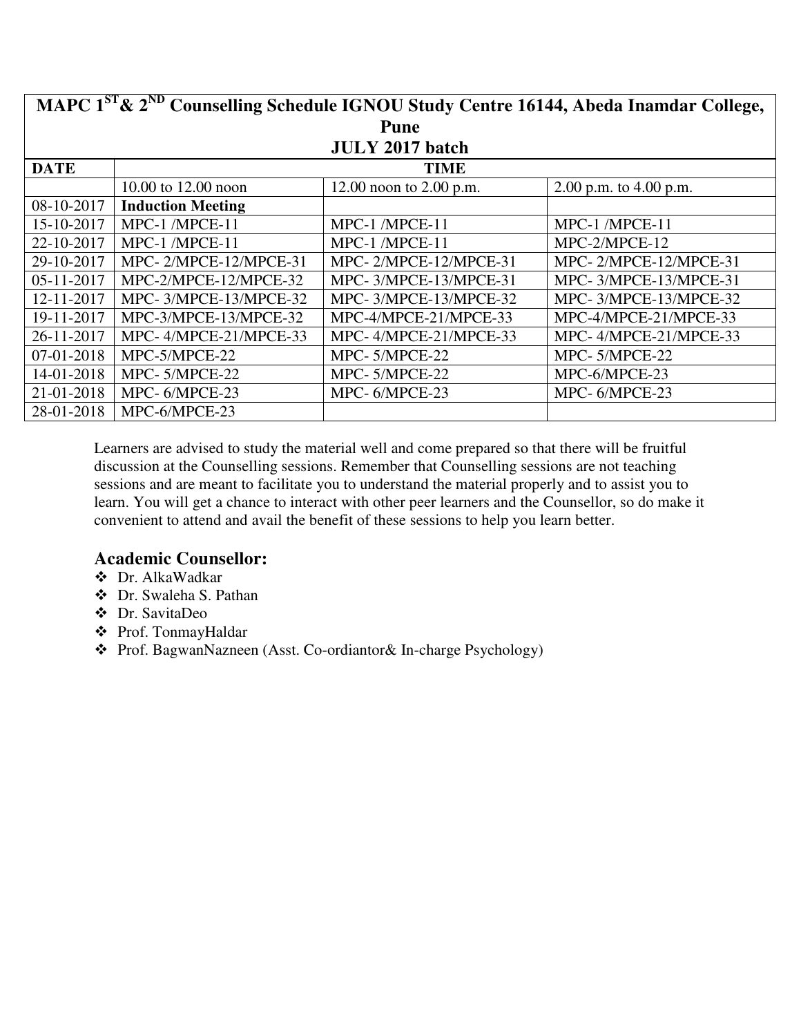| MAPC 1ST & 2ND Counselling Schedule IGNOU Study Centre 16144, Abeda Inamdar College, Pune JULY 2017 batch | | | |
|---|---|---|---|
| **DATE** | **TIME** | | |
| | 10.00 to 12.00 noon | 12.00 noon to 2.00 p.m. | 2.00 p.m. to 4.00 p.m. |
| 08-10-2017 | **Induction Meeting** | | |
| 15-10-2017 | MPC-1 /MPCE-11 | MPC-1 /MPCE-11 | MPC-1 /MPCE-11 |
| 22-10-2017 | MPC-1 /MPCE-11 | MPC-1 /MPCE-11 | MPC-2/MPCE-12 |
| 29-10-2017 | MPC- 2/MPCE-12/MPCE-31 | MPC- 2/MPCE-12/MPCE-31 | MPC- 2/MPCE-12/MPCE-31 |
| 05-11-2017 | MPC-2/MPCE-12/MPCE-32 | MPC- 3/MPCE-13/MPCE-31 | MPC- 3/MPCE-13/MPCE-31 |
| 12-11-2017 | MPC- 3/MPCE-13/MPCE-32 | MPC- 3/MPCE-13/MPCE-32 | MPC- 3/MPCE-13/MPCE-32 |
| 19-11-2017 | MPC-3/MPCE-13/MPCE-32 | MPC-4/MPCE-21/MPCE-33 | MPC-4/MPCE-21/MPCE-33 |
| 26-11-2017 | MPC- 4/MPCE-21/MPCE-33 | MPC- 4/MPCE-21/MPCE-33 | MPC- 4/MPCE-21/MPCE-33 |
| 07-01-2018 | MPC-5/MPCE-22 | MPC- 5/MPCE-22 | MPC- 5/MPCE-22 |
| 14-01-2018 | MPC- 5/MPCE-22 | MPC- 5/MPCE-22 | MPC-6/MPCE-23 |
| 21-01-2018 | MPC- 6/MPCE-23 | MPC- 6/MPCE-23 | MPC- 6/MPCE-23 |
| 28-01-2018 | MPC-6/MPCE-23 | | |

Learners are advised to study the material well and come prepared so that there will be fruitful discussion at the Counselling sessions. Remember that Counselling sessions are not teaching sessions and are meant to facilitate you to understand the material properly and to assist you to learn. You will get a chance to interact with other peer learners and the Counsellor, so do make it convenient to attend and avail the benefit of these sessions to help you learn better.

## Academic Counsellor:

- Dr. AlkaWadkar
- Dr. Swaleha S. Pathan
- Dr. SavitaDeo
- Prof. TonmayHaldar
- Prof. BagwanNazneen (Asst. Co-ordiantor& In-charge Psychology)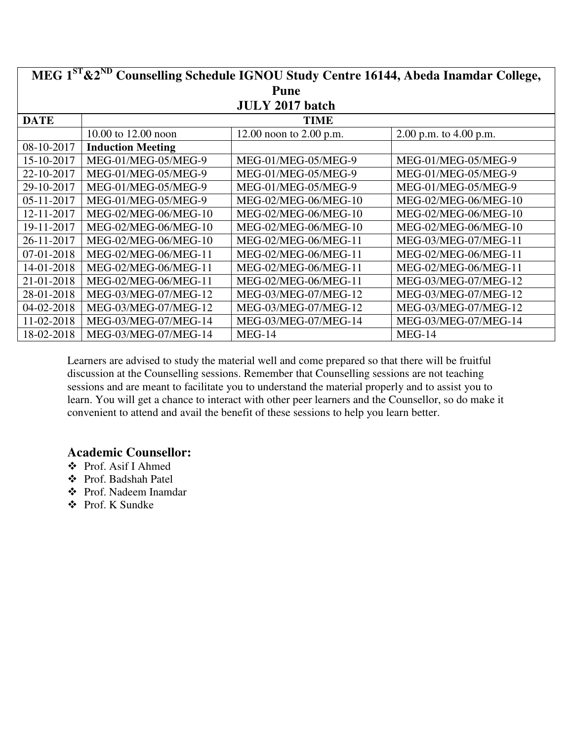| MEG 1ST&2ND Counselling Schedule IGNOU Study Centre 16144, Abeda Inamdar College, Pune JULY 2017 batch | | | |
|---|---|---|---|
| **DATE** | **TIME** | | |
| | 10.00 to 12.00 noon | 12.00 noon to 2.00 p.m. | 2.00 p.m. to 4.00 p.m. |
| 08-10-2017 | **Induction Meeting** | | |
| 15-10-2017 | MEG-01/MEG-05/MEG-9 | MEG-01/MEG-05/MEG-9 | MEG-01/MEG-05/MEG-9 |
| 22-10-2017 | MEG-01/MEG-05/MEG-9 | MEG-01/MEG-05/MEG-9 | MEG-01/MEG-05/MEG-9 |
| 29-10-2017 | MEG-01/MEG-05/MEG-9 | MEG-01/MEG-05/MEG-9 | MEG-01/MEG-05/MEG-9 |
| 05-11-2017 | MEG-01/MEG-05/MEG-9 | MEG-02/MEG-06/MEG-10 | MEG-02/MEG-06/MEG-10 |
| 12-11-2017 | MEG-02/MEG-06/MEG-10 | MEG-02/MEG-06/MEG-10 | MEG-02/MEG-06/MEG-10 |
| 19-11-2017 | MEG-02/MEG-06/MEG-10 | MEG-02/MEG-06/MEG-10 | MEG-02/MEG-06/MEG-10 |
| 26-11-2017 | MEG-02/MEG-06/MEG-10 | MEG-02/MEG-06/MEG-11 | MEG-03/MEG-07/MEG-11 |
| 07-01-2018 | MEG-02/MEG-06/MEG-11 | MEG-02/MEG-06/MEG-11 | MEG-02/MEG-06/MEG-11 |
| 14-01-2018 | MEG-02/MEG-06/MEG-11 | MEG-02/MEG-06/MEG-11 | MEG-02/MEG-06/MEG-11 |
| 21-01-2018 | MEG-02/MEG-06/MEG-11 | MEG-02/MEG-06/MEG-11 | MEG-03/MEG-07/MEG-12 |
| 28-01-2018 | MEG-03/MEG-07/MEG-12 | MEG-03/MEG-07/MEG-12 | MEG-03/MEG-07/MEG-12 |
| 04-02-2018 | MEG-03/MEG-07/MEG-12 | MEG-03/MEG-07/MEG-12 | MEG-03/MEG-07/MEG-12 |
| 11-02-2018 | MEG-03/MEG-07/MEG-14 | MEG-03/MEG-07/MEG-14 | MEG-03/MEG-07/MEG-14 |
| 18-02-2018 | MEG-03/MEG-07/MEG-14 | MEG-14 | MEG-14 |

Learners are advised to study the material well and come prepared so that there will be fruitful discussion at the Counselling sessions. Remember that Counselling sessions are not teaching sessions and are meant to facilitate you to understand the material properly and to assist you to learn. You will get a chance to interact with other peer learners and the Counsellor, so do make it convenient to attend and avail the benefit of these sessions to help you learn better.

## Academic Counsellor:

- Prof. Asif I Ahmed
- Prof. Badshah Patel
- Prof. Nadeem Inamdar
- Prof. K Sundke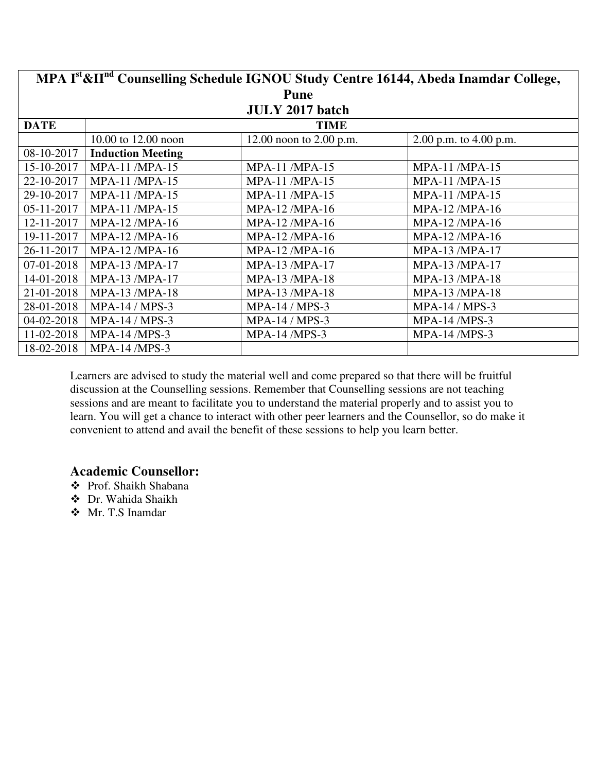| MPA I[st]&II[nd] Counselling Schedule IGNOU Study Centre 16144, Abeda Inamdar College, Pune JULY 2017 batch | | | |
|---|---|---|---|
| **DATE** | **TIME** | | |
| | 10.00 to 12.00 noon | 12.00 noon to 2.00 p.m. | 2.00 p.m. to 4.00 p.m. |
| 08-10-2017 | **Induction Meeting** | | |
| 15-10-2017 | MPA-11 /MPA-15 | MPA-11 /MPA-15 | MPA-11 /MPA-15 |
| 22-10-2017 | MPA-11 /MPA-15 | MPA-11 /MPA-15 | MPA-11 /MPA-15 |
| 29-10-2017 | MPA-11 /MPA-15 | MPA-11 /MPA-15 | MPA-11 /MPA-15 |
| 05-11-2017 | MPA-11 /MPA-15 | MPA-12 /MPA-16 | MPA-12 /MPA-16 |
| 12-11-2017 | MPA-12 /MPA-16 | MPA-12 /MPA-16 | MPA-12 /MPA-16 |
| 19-11-2017 | MPA-12 /MPA-16 | MPA-12 /MPA-16 | MPA-12 /MPA-16 |
| 26-11-2017 | MPA-12 /MPA-16 | MPA-12 /MPA-16 | MPA-13 /MPA-17 |
| 07-01-2018 | MPA-13 /MPA-17 | MPA-13 /MPA-17 | MPA-13 /MPA-17 |
| 14-01-2018 | MPA-13 /MPA-17 | MPA-13 /MPA-18 | MPA-13 /MPA-18 |
| 21-01-2018 | MPA-13 /MPA-18 | MPA-13 /MPA-18 | MPA-13 /MPA-18 |
| 28-01-2018 | MPA-14 / MPS-3 | MPA-14 / MPS-3 | MPA-14 / MPS-3 |
| 04-02-2018 | MPA-14 / MPS-3 | MPA-14 / MPS-3 | MPA-14 /MPS-3 |
| 11-02-2018 | MPA-14 /MPS-3 | MPA-14 /MPS-3 | MPA-14 /MPS-3 |
| 18-02-2018 | MPA-14 /MPS-3 | | |

Learners are advised to study the material well and come prepared so that there will be fruitful discussion at the Counselling sessions. Remember that Counselling sessions are not teaching sessions and are meant to facilitate you to understand the material properly and to assist you to learn. You will get a chance to interact with other peer learners and the Counsellor, so do make it convenient to attend and avail the benefit of these sessions to help you learn better.

### Academic Counsellor:

- Prof. Shaikh Shabana
- Dr. Wahida Shaikh
- Mr. T.S Inamdar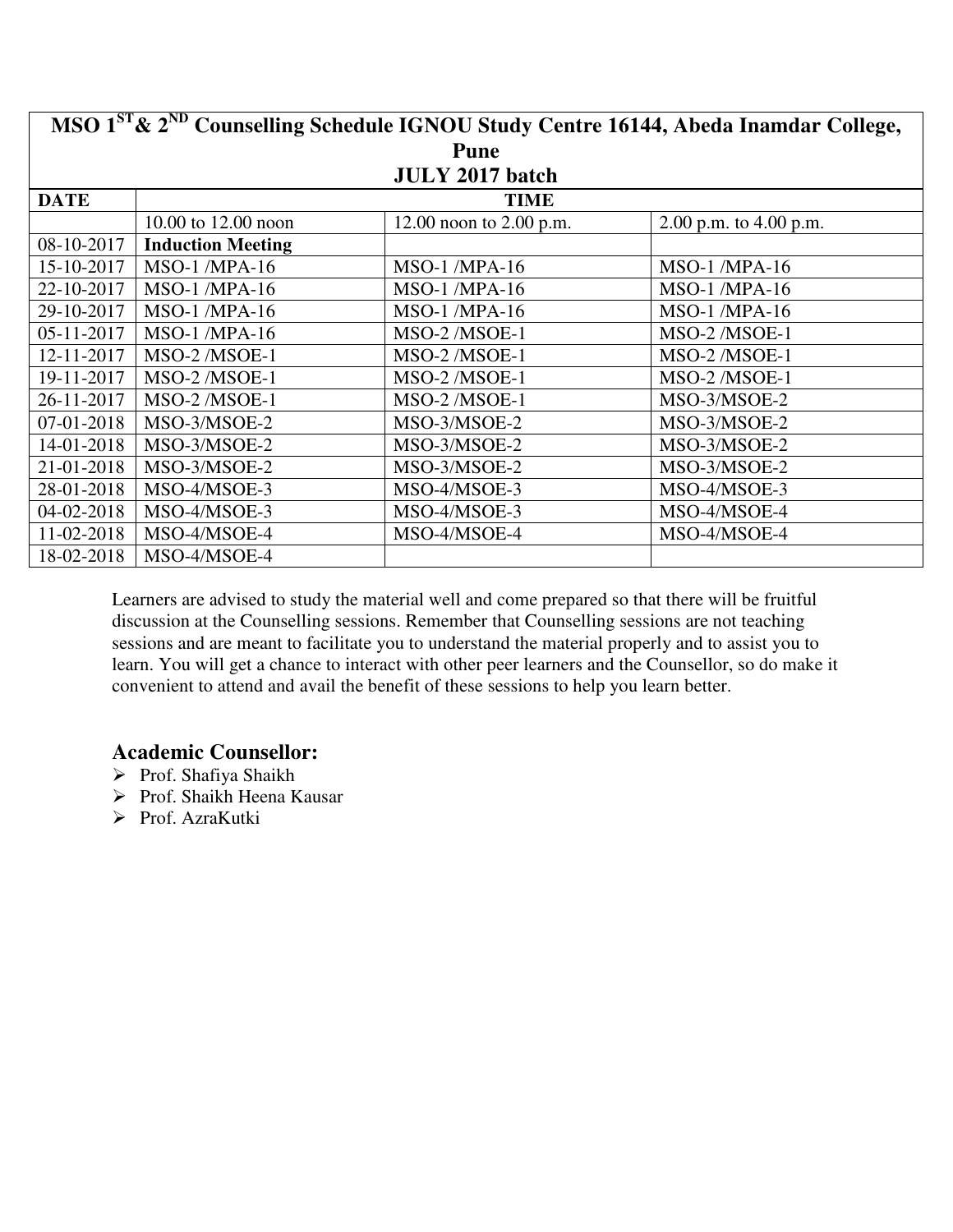| MSO 1ST & 2ND Counselling Schedule IGNOU Study Centre 16144, Abeda Inamdar College, Pune JULY 2017 batch | | | |
|---|---|---|---|
| **DATE** | **TIME** | | |
| | 10.00 to 12.00 noon | 12.00 noon to 2.00 p.m. | 2.00 p.m. to 4.00 p.m. |
| 08-10-2017 | **Induction Meeting** | | |
| 15-10-2017 | MSO-1 /MPA-16 | MSO-1 /MPA-16 | MSO-1 /MPA-16 |
| 22-10-2017 | MSO-1 /MPA-16 | MSO-1 /MPA-16 | MSO-1 /MPA-16 |
| 29-10-2017 | MSO-1 /MPA-16 | MSO-1 /MPA-16 | MSO-1 /MPA-16 |
| 05-11-2017 | MSO-1 /MPA-16 | MSO-2 /MSOE-1 | MSO-2 /MSOE-1 |
| 12-11-2017 | MSO-2 /MSOE-1 | MSO-2 /MSOE-1 | MSO-2 /MSOE-1 |
| 19-11-2017 | MSO-2 /MSOE-1 | MSO-2 /MSOE-1 | MSO-2 /MSOE-1 |
| 26-11-2017 | MSO-2 /MSOE-1 | MSO-2 /MSOE-1 | MSO-3/MSOE-2 |
| 07-01-2018 | MSO-3/MSOE-2 | MSO-3/MSOE-2 | MSO-3/MSOE-2 |
| 14-01-2018 | MSO-3/MSOE-2 | MSO-3/MSOE-2 | MSO-3/MSOE-2 |
| 21-01-2018 | MSO-3/MSOE-2 | MSO-3/MSOE-2 | MSO-3/MSOE-2 |
| 28-01-2018 | MSO-4/MSOE-3 | MSO-4/MSOE-3 | MSO-4/MSOE-3 |
| 04-02-2018 | MSO-4/MSOE-3 | MSO-4/MSOE-3 | MSO-4/MSOE-4 |
| 11-02-2018 | MSO-4/MSOE-4 | MSO-4/MSOE-4 | MSO-4/MSOE-4 |
| 18-02-2018 | MSO-4/MSOE-4 | | |

Learners are advised to study the material well and come prepared so that there will be fruitful discussion at the Counselling sessions. Remember that Counselling sessions are not teaching sessions and are meant to facilitate you to understand the material properly and to assist you to learn. You will get a chance to interact with other peer learners and the Counsellor, so do make it convenient to attend and avail the benefit of these sessions to help you learn better.

## Academic Counsellor:

- Prof. Shafiya Shaikh
- Prof. Shaikh Heena Kausar
- Prof. AzraKutki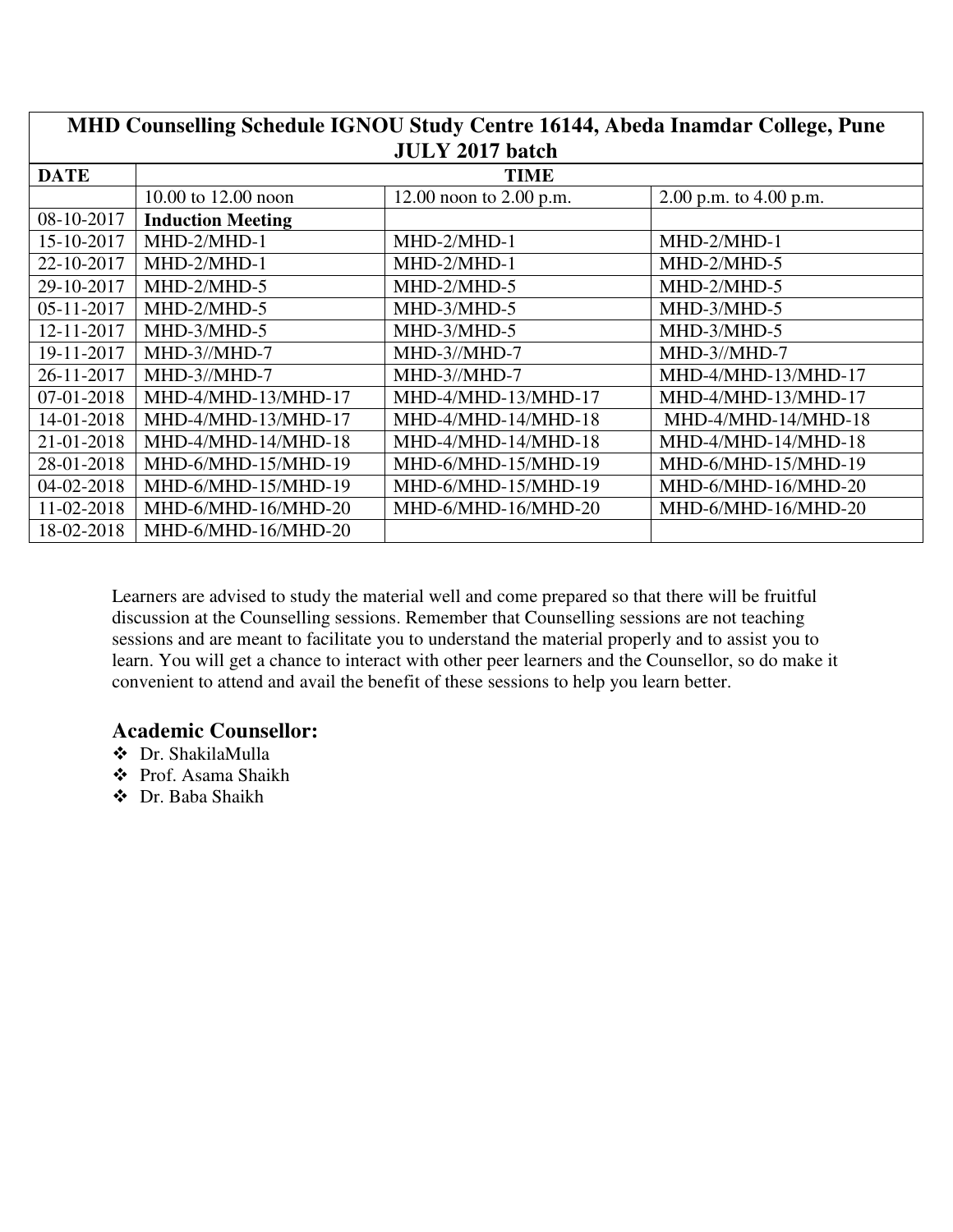| MHD Counselling Schedule IGNOU Study Centre 16144, Abeda Inamdar College, Pune JULY 2017 batch | | | |
|---|---|---|---|
| **DATE** | **TIME** | | |
| | 10.00 to 12.00 noon | 12.00 noon to 2.00 p.m. | 2.00 p.m. to 4.00 p.m. |
| 08-10-2017 | **Induction Meeting** | | |
| 15-10-2017 | MHD-2/MHD-1 | MHD-2/MHD-1 | MHD-2/MHD-1 |
| 22-10-2017 | MHD-2/MHD-1 | MHD-2/MHD-1 | MHD-2/MHD-5 |
| 29-10-2017 | MHD-2/MHD-5 | MHD-2/MHD-5 | MHD-2/MHD-5 |
| 05-11-2017 | MHD-2/MHD-5 | MHD-3/MHD-5 | MHD-3/MHD-5 |
| 12-11-2017 | MHD-3/MHD-5 | MHD-3/MHD-5 | MHD-3/MHD-5 |
| 19-11-2017 | MHD-3//MHD-7 | MHD-3//MHD-7 | MHD-3//MHD-7 |
| 26-11-2017 | MHD-3//MHD-7 | MHD-3//MHD-7 | MHD-4/MHD-13/MHD-17 |
| 07-01-2018 | MHD-4/MHD-13/MHD-17 | MHD-4/MHD-13/MHD-17 | MHD-4/MHD-13/MHD-17 |
| 14-01-2018 | MHD-4/MHD-13/MHD-17 | MHD-4/MHD-14/MHD-18 | MHD-4/MHD-14/MHD-18 |
| 21-01-2018 | MHD-4/MHD-14/MHD-18 | MHD-4/MHD-14/MHD-18 | MHD-4/MHD-14/MHD-18 |
| 28-01-2018 | MHD-6/MHD-15/MHD-19 | MHD-6/MHD-15/MHD-19 | MHD-6/MHD-15/MHD-19 |
| 04-02-2018 | MHD-6/MHD-15/MHD-19 | MHD-6/MHD-15/MHD-19 | MHD-6/MHD-16/MHD-20 |
| 11-02-2018 | MHD-6/MHD-16/MHD-20 | MHD-6/MHD-16/MHD-20 | MHD-6/MHD-16/MHD-20 |
| 18-02-2018 | MHD-6/MHD-16/MHD-20 | | |

Learners are advised to study the material well and come prepared so that there will be fruitful discussion at the Counselling sessions. Remember that Counselling sessions are not teaching sessions and are meant to facilitate you to understand the material properly and to assist you to learn. You will get a chance to interact with other peer learners and the Counsellor, so do make it convenient to attend and avail the benefit of these sessions to help you learn better.

### Academic Counsellor:

- Dr. ShakilaMulla
- Prof. Asama Shaikh
- Dr. Baba Shaikh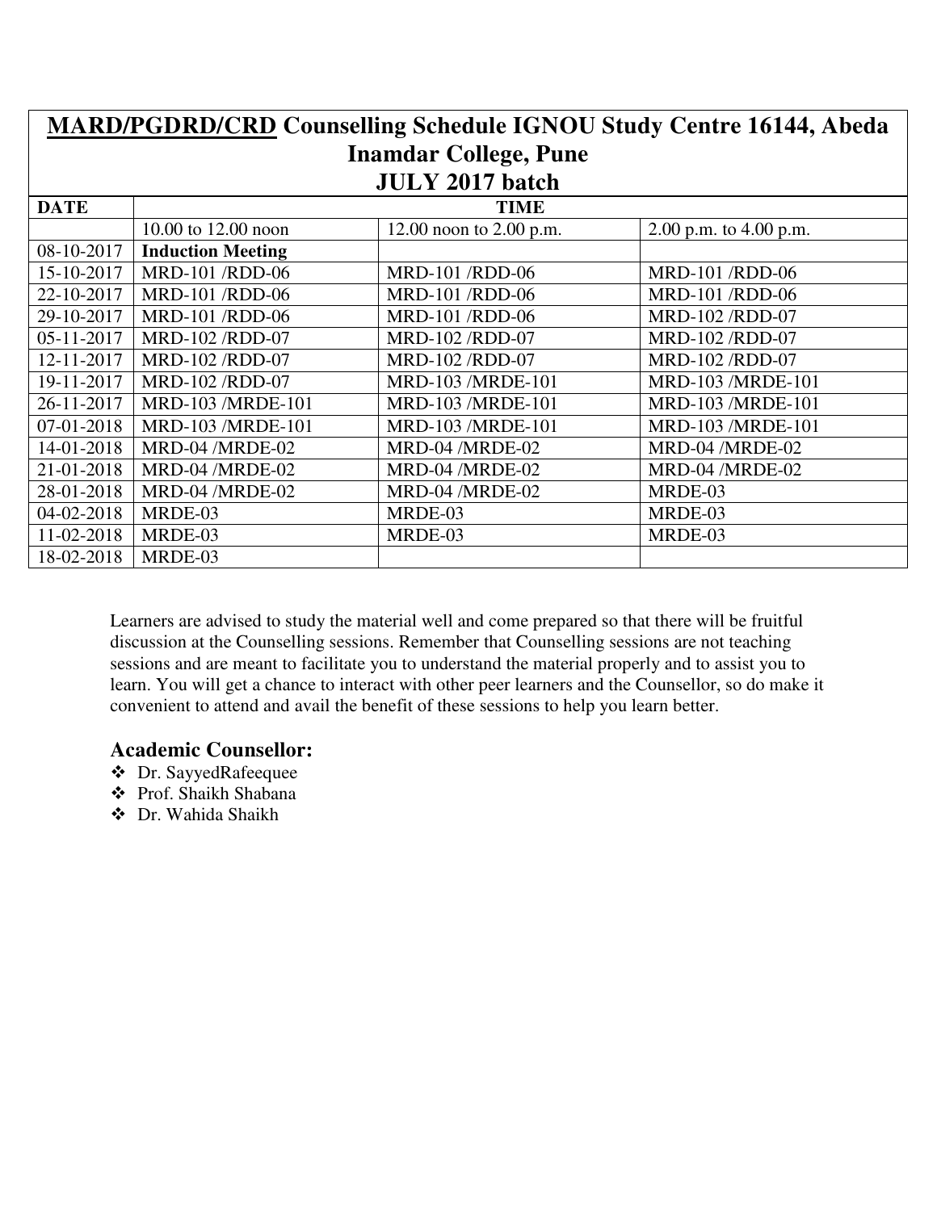## **MARD/PGDRD/CRD** Counselling Schedule IGNOU Study Centre 16144, Abeda Inamdar College, Pune JULY 2017 batch

| DATE | TIME | | |
|---|---|---|---|
| | 10.00 to 12.00 noon | 12.00 noon to 2.00 p.m. | 2.00 p.m. to 4.00 p.m. |
| 08-10-2017 | **Induction Meeting** | | |
| 15-10-2017 | MRD-101 /RDD-06 | MRD-101 /RDD-06 | MRD-101 /RDD-06 |
| 22-10-2017 | MRD-101 /RDD-06 | MRD-101 /RDD-06 | MRD-101 /RDD-06 |
| 29-10-2017 | MRD-101 /RDD-06 | MRD-101 /RDD-06 | MRD-102 /RDD-07 |
| 05-11-2017 | MRD-102 /RDD-07 | MRD-102 /RDD-07 | MRD-102 /RDD-07 |
| 12-11-2017 | MRD-102 /RDD-07 | MRD-102 /RDD-07 | MRD-102 /RDD-07 |
| 19-11-2017 | MRD-102 /RDD-07 | MRD-103 /MRDE-101 | MRD-103 /MRDE-101 |
| 26-11-2017 | MRD-103 /MRDE-101 | MRD-103 /MRDE-101 | MRD-103 /MRDE-101 |
| 07-01-2018 | MRD-103 /MRDE-101 | MRD-103 /MRDE-101 | MRD-103 /MRDE-101 |
| 14-01-2018 | MRD-04 /MRDE-02 | MRD-04 /MRDE-02 | MRD-04 /MRDE-02 |
| 21-01-2018 | MRD-04 /MRDE-02 | MRD-04 /MRDE-02 | MRD-04 /MRDE-02 |
| 28-01-2018 | MRD-04 /MRDE-02 | MRD-04 /MRDE-02 | MRDE-03 |
| 04-02-2018 | MRDE-03 | MRDE-03 | MRDE-03 |
| 11-02-2018 | MRDE-03 | MRDE-03 | MRDE-03 |
| 18-02-2018 | MRDE-03 | | |

Learners are advised to study the material well and come prepared so that there will be fruitful discussion at the Counselling sessions. Remember that Counselling sessions are not teaching sessions and are meant to facilitate you to understand the material properly and to assist you to learn. You will get a chance to interact with other peer learners and the Counsellor, so do make it convenient to attend and avail the benefit of these sessions to help you learn better.

### Academic Counsellor:

- Dr. SayyedRafeequee
- Prof. Shaikh Shabana
- Dr. Wahida Shaikh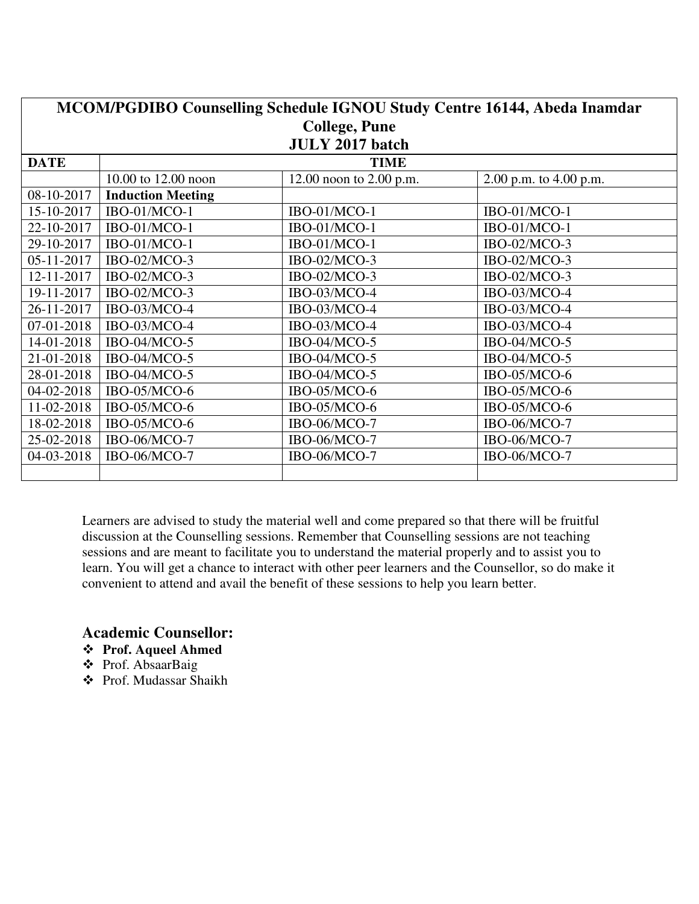| MCOM/PGDIBO Counselling Schedule IGNOU Study Centre 16144, Abeda Inamdar College, Pune JULY 2017 batch | | | |
|---|---|---|---|
| **DATE** | **TIME** | | |
| | 10.00 to 12.00 noon | 12.00 noon to 2.00 p.m. | 2.00 p.m. to 4.00 p.m. |
| 08-10-2017 | **Induction Meeting** | | |
| 15-10-2017 | IBO-01/MCO-1 | IBO-01/MCO-1 | IBO-01/MCO-1 |
| 22-10-2017 | IBO-01/MCO-1 | IBO-01/MCO-1 | IBO-01/MCO-1 |
| 29-10-2017 | IBO-01/MCO-1 | IBO-01/MCO-1 | IBO-02/MCO-3 |
| 05-11-2017 | IBO-02/MCO-3 | IBO-02/MCO-3 | IBO-02/MCO-3 |
| 12-11-2017 | IBO-02/MCO-3 | IBO-02/MCO-3 | IBO-02/MCO-3 |
| 19-11-2017 | IBO-02/MCO-3 | IBO-03/MCO-4 | IBO-03/MCO-4 |
| 26-11-2017 | IBO-03/MCO-4 | IBO-03/MCO-4 | IBO-03/MCO-4 |
| 07-01-2018 | IBO-03/MCO-4 | IBO-03/MCO-4 | IBO-03/MCO-4 |
| 14-01-2018 | IBO-04/MCO-5 | IBO-04/MCO-5 | IBO-04/MCO-5 |
| 21-01-2018 | IBO-04/MCO-5 | IBO-04/MCO-5 | IBO-04/MCO-5 |
| 28-01-2018 | IBO-04/MCO-5 | IBO-04/MCO-5 | IBO-05/MCO-6 |
| 04-02-2018 | IBO-05/MCO-6 | IBO-05/MCO-6 | IBO-05/MCO-6 |
| 11-02-2018 | IBO-05/MCO-6 | IBO-05/MCO-6 | IBO-05/MCO-6 |
| 18-02-2018 | IBO-05/MCO-6 | IBO-06/MCO-7 | IBO-06/MCO-7 |
| 25-02-2018 | IBO-06/MCO-7 | IBO-06/MCO-7 | IBO-06/MCO-7 |
| 04-03-2018 | IBO-06/MCO-7 | IBO-06/MCO-7 | IBO-06/MCO-7 |
| | | | |

Learners are advised to study the material well and come prepared so that there will be fruitful discussion at the Counselling sessions. Remember that Counselling sessions are not teaching sessions and are meant to facilitate you to understand the material properly and to assist you to learn. You will get a chance to interact with other peer learners and the Counsellor, so do make it convenient to attend and avail the benefit of these sessions to help you learn better.

## Academic Counsellor:

- **Prof. Aqueel Ahmed**
- Prof. AbsaarBaig
- Prof. Mudassar Shaikh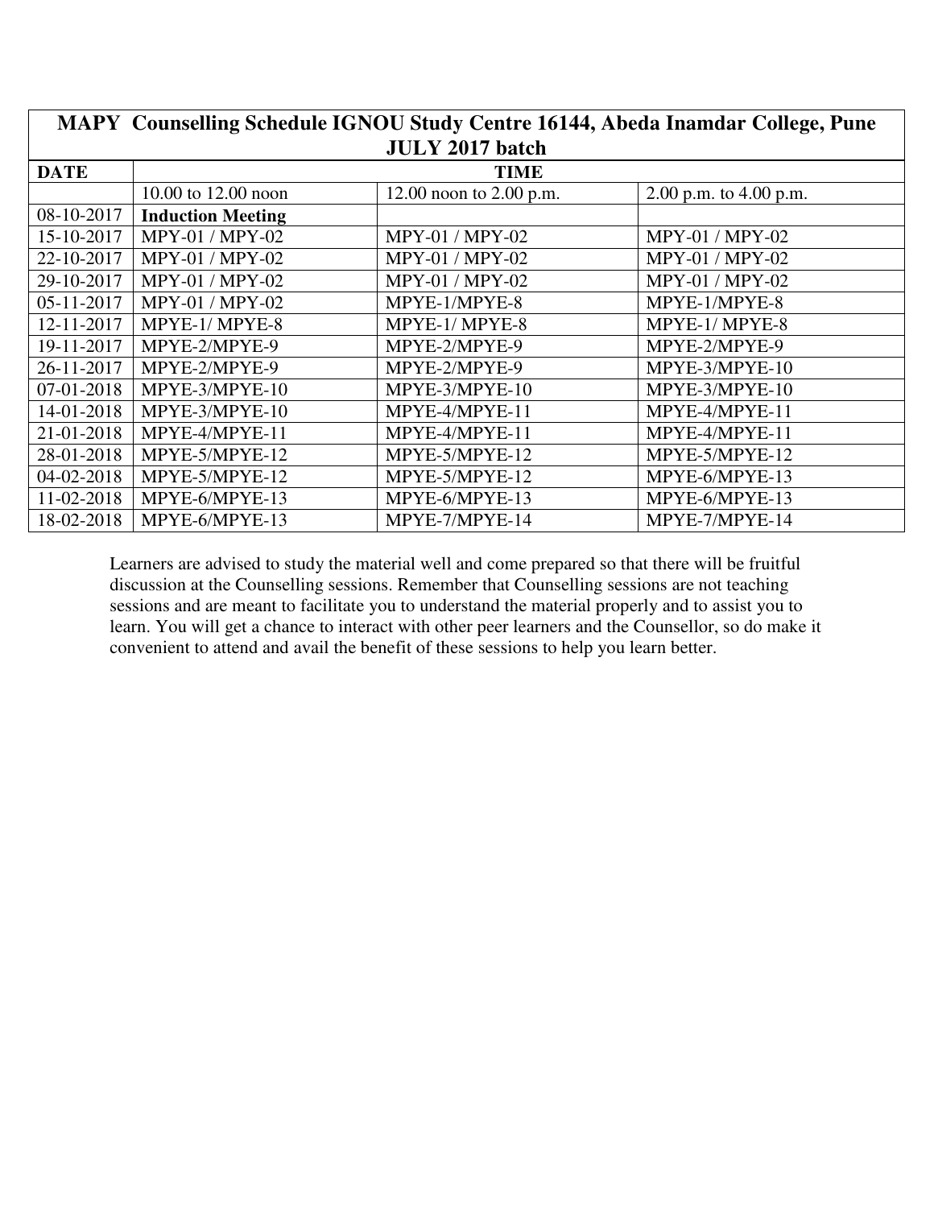| MAPY Counselling Schedule IGNOU Study Centre 16144, Abeda Inamdar College, Pune JULY 2017 batch | | | |
|---|---|---|---|
| **DATE** | **TIME** | | |
| | 10.00 to 12.00 noon | 12.00 noon to 2.00 p.m. | 2.00 p.m. to 4.00 p.m. |
| 08-10-2017 | **Induction Meeting** | | |
| 15-10-2017 | MPY-01 / MPY-02 | MPY-01 / MPY-02 | MPY-01 / MPY-02 |
| 22-10-2017 | MPY-01 / MPY-02 | MPY-01 / MPY-02 | MPY-01 / MPY-02 |
| 29-10-2017 | MPY-01 / MPY-02 | MPY-01 / MPY-02 | MPY-01 / MPY-02 |
| 05-11-2017 | MPY-01 / MPY-02 | MPYE-1/MPYE-8 | MPYE-1/MPYE-8 |
| 12-11-2017 | MPYE-1/ MPYE-8 | MPYE-1/ MPYE-8 | MPYE-1/ MPYE-8 |
| 19-11-2017 | MPYE-2/MPYE-9 | MPYE-2/MPYE-9 | MPYE-2/MPYE-9 |
| 26-11-2017 | MPYE-2/MPYE-9 | MPYE-2/MPYE-9 | MPYE-3/MPYE-10 |
| 07-01-2018 | MPYE-3/MPYE-10 | MPYE-3/MPYE-10 | MPYE-3/MPYE-10 |
| 14-01-2018 | MPYE-3/MPYE-10 | MPYE-4/MPYE-11 | MPYE-4/MPYE-11 |
| 21-01-2018 | MPYE-4/MPYE-11 | MPYE-4/MPYE-11 | MPYE-4/MPYE-11 |
| 28-01-2018 | MPYE-5/MPYE-12 | MPYE-5/MPYE-12 | MPYE-5/MPYE-12 |
| 04-02-2018 | MPYE-5/MPYE-12 | MPYE-5/MPYE-12 | MPYE-6/MPYE-13 |
| 11-02-2018 | MPYE-6/MPYE-13 | MPYE-6/MPYE-13 | MPYE-6/MPYE-13 |
| 18-02-2018 | MPYE-6/MPYE-13 | MPYE-7/MPYE-14 | MPYE-7/MPYE-14 |

Learners are advised to study the material well and come prepared so that there will be fruitful discussion at the Counselling sessions. Remember that Counselling sessions are not teaching sessions and are meant to facilitate you to understand the material properly and to assist you to learn. You will get a chance to interact with other peer learners and the Counsellor, so do make it convenient to attend and avail the benefit of these sessions to help you learn better.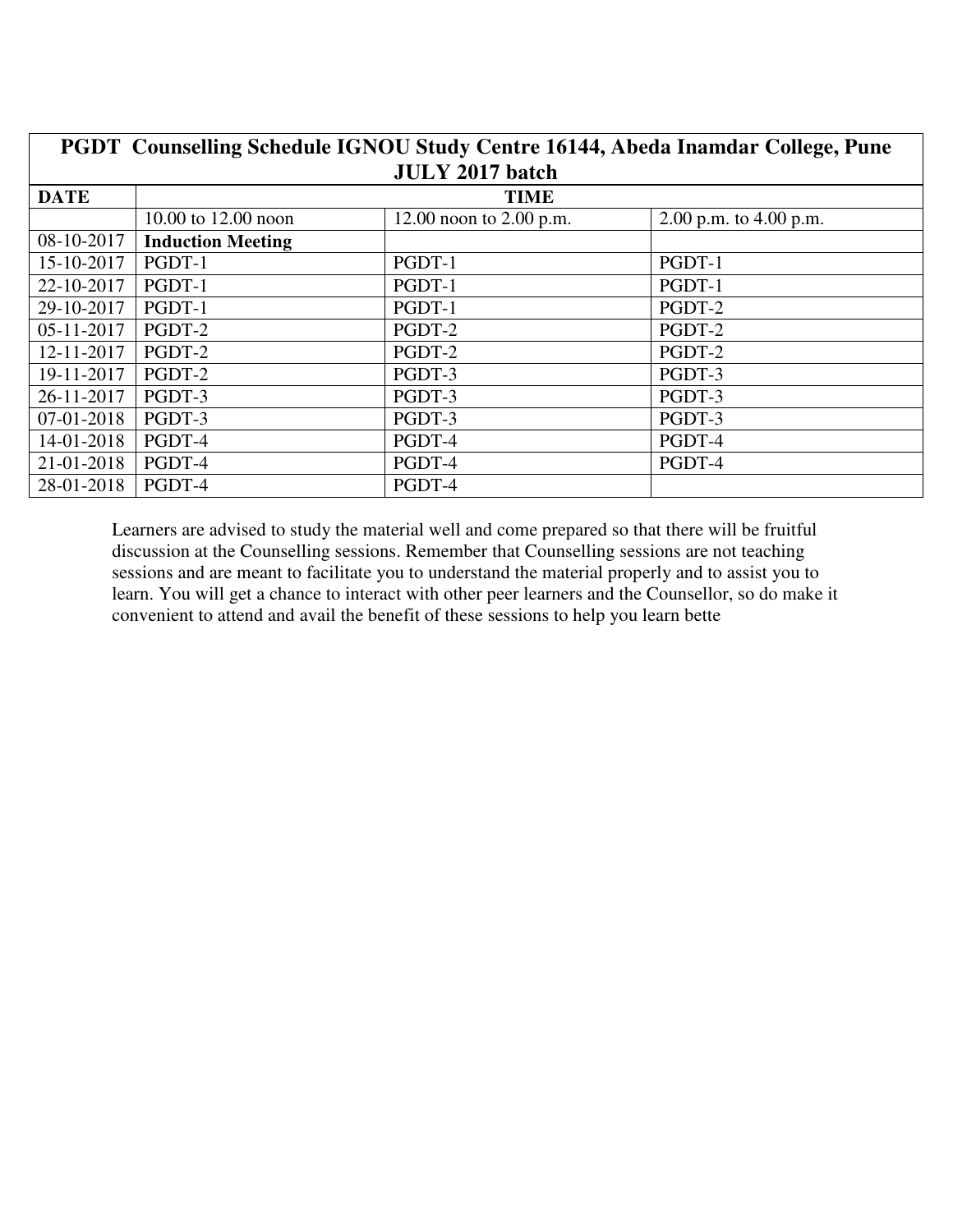| PGDT Counselling Schedule IGNOU Study Centre 16144, Abeda Inamdar College, Pune JULY 2017 batch | | | |
|---|---|---|---|
| **DATE** | **TIME** | | |
| | 10.00 to 12.00 noon | 12.00 noon to 2.00 p.m. | 2.00 p.m. to 4.00 p.m. |
| 08-10-2017 | **Induction Meeting** | | |
| 15-10-2017 | PGDT-1 | PGDT-1 | PGDT-1 |
| 22-10-2017 | PGDT-1 | PGDT-1 | PGDT-1 |
| 29-10-2017 | PGDT-1 | PGDT-1 | PGDT-2 |
| 05-11-2017 | PGDT-2 | PGDT-2 | PGDT-2 |
| 12-11-2017 | PGDT-2 | PGDT-2 | PGDT-2 |
| 19-11-2017 | PGDT-2 | PGDT-3 | PGDT-3 |
| 26-11-2017 | PGDT-3 | PGDT-3 | PGDT-3 |
| 07-01-2018 | PGDT-3 | PGDT-3 | PGDT-3 |
| 14-01-2018 | PGDT-4 | PGDT-4 | PGDT-4 |
| 21-01-2018 | PGDT-4 | PGDT-4 | PGDT-4 |
| 28-01-2018 | PGDT-4 | PGDT-4 | |

Learners are advised to study the material well and come prepared so that there will be fruitful discussion at the Counselling sessions. Remember that Counselling sessions are not teaching sessions and are meant to facilitate you to understand the material properly and to assist you to learn. You will get a chance to interact with other peer learners and the Counsellor, so do make it convenient to attend and avail the benefit of these sessions to help you learn bette